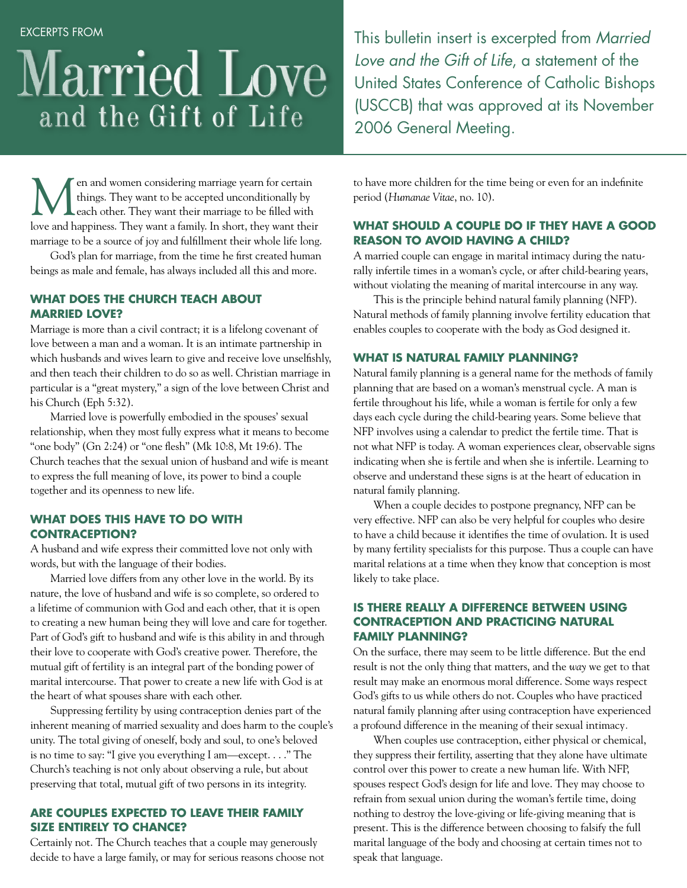EXCERPTS FROM

# Married Love and the Gift of Life

This bulletin insert is excerpted from *Married Love and the Gift of Life,* a statement of the United States Conference of Catholic Bishops (USCCB) that was approved at its November 2006 General Meeting.

Men and women considering marriage yearn for certain things. They want to be accepted unconditionally by each other. They want their marriage to be filled with love and happiness. They want a family. In short, they want their marriage to be a source of joy and fulfillment their whole life long.

God's plan for marriage, from the time he first created human beings as male and female, has always included all this and more.

## WHAT DOES THE CHURCH TEACH ABOUT MARRIED LOVE?

Marriage is more than a civil contract; it is a lifelong covenant of love between a man and a woman. It is an intimate partnership in which husbands and wives learn to give and receive love unselfishly, and then teach their children to do so as well. Christian marriage in particular is a "great mystery," a sign of the love between Christ and his Church (Eph 5:32).

Married love is powerfully embodied in the spouses' sexual relationship, when they most fully express what it means to become "one body" (Gn 2:24) or "one flesh" (Mk 10:8, Mt 19:6). The Church teaches that the sexual union of husband and wife is meant to express the full meaning of love, its power to bind a couple together and its openness to new life.

## WHAT DOES THIS HAVE TO DO WITH CONTRACEPTION?

A husband and wife express their committed love not only with words, but with the language of their bodies.

Married love differs from any other love in the world. By its nature, the love of husband and wife is so complete, so ordered to a lifetime of communion with God and each other, that it is open to creating a new human being they will love and care for together. Part of God's gift to husband and wife is this ability in and through their love to cooperate with God's creative power. Therefore, the mutual gift of fertility is an integral part of the bonding power of marital intercourse. That power to create a new life with God is at the heart of what spouses share with each other.

Suppressing fertility by using contraception denies part of the inherent meaning of married sexuality and does harm to the couple's unity. The total giving of oneself, body and soul, to one's beloved is no time to say: "I give you everything I am—except. . . ." The Church's teaching is not only about observing a rule, but about preserving that total, mutual gift of two persons in its integrity.

## ARE COUPLES EXPECTED TO LEAVE THEIR FAMILY SIZE ENTIRELY TO CHANCE?

Certainly not. The Church teaches that a couple may generously decide to have a large family, or may for serious reasons choose not to have more children for the time being or even for an indefinite period (*Humanae Vitae*, no. 10).

## WHAT SHOULD A COUPLE DO IF THEY HAVE A GOOD REASON TO AVOID HAVING A CHILD?

A married couple can engage in marital intimacy during the naturally infertile times in a woman's cycle, or after child-bearing years, without violating the meaning of marital intercourse in any way.

This is the principle behind natural family planning (NFP). Natural methods of family planning involve fertility education that enables couples to cooperate with the body as God designed it.

## WHAT IS NATURAL FAMILY PLANNING?

Natural family planning is a general name for the methods of family planning that are based on a woman's menstrual cycle. A man is fertile throughout his life, while a woman is fertile for only a few days each cycle during the child-bearing years. Some believe that NFP involves using a calendar to predict the fertile time. That is not what NFP is today. A woman experiences clear, observable signs indicating when she is fertile and when she is infertile. Learning to observe and understand these signs is at the heart of education in natural family planning.

When a couple decides to postpone pregnancy, NFP can be very effective. NFP can also be very helpful for couples who desire to have a child because it identifies the time of ovulation. It is used by many fertility specialists for this purpose. Thus a couple can have marital relations at a time when they know that conception is most likely to take place.

## IS THERE REALLY A DIFFERENCE BETWEEN USING CONTRACEPTION AND PRACTICING NATURAL FAMILY PLANNING?

On the surface, there may seem to be little difference. But the end result is not the only thing that matters, and the *way* we get to that result may make an enormous moral difference. Some ways respect God's gifts to us while others do not. Couples who have practiced natural family planning after using contraception have experienced a profound difference in the meaning of their sexual intimacy.

When couples use contraception, either physical or chemical, they suppress their fertility, asserting that they alone have ultimate control over this power to create a new human life. With NFP, spouses respect God's design for life and love. They may choose to refrain from sexual union during the woman's fertile time, doing nothing to destroy the love-giving or life-giving meaning that is present. This is the difference between choosing to falsify the full marital language of the body and choosing at certain times not to speak that language.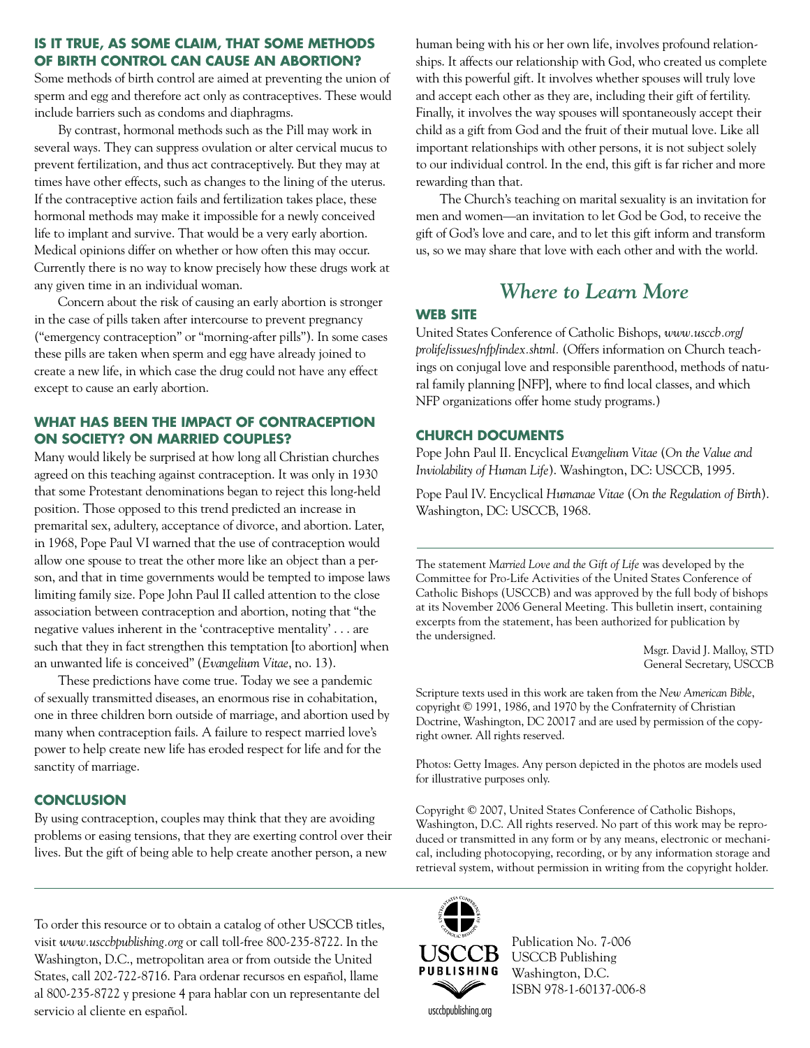### IS IT TRUE, AS SOME CLAIM, THAT SOME METHODS OF BIRTH CONTROL CAN CAUSE AN ABORTION?

Some methods of birth control are aimed at preventing the union of sperm and egg and therefore act only as contraceptives. These would include barriers such as condoms and diaphragms.

By contrast, hormonal methods such as the Pill may work in several ways. They can suppress ovulation or alter cervical mucus to prevent fertilization, and thus act contraceptively. But they may at times have other effects, such as changes to the lining of the uterus. If the contraceptive action fails and fertilization takes place, these hormonal methods may make it impossible for a newly conceived life to implant and survive. That would be a very early abortion. Medical opinions differ on whether or how often this may occur. Currently there is no way to know precisely how these drugs work at any given time in an individual woman.

Concern about the risk of causing an early abortion is stronger in the case of pills taken after intercourse to prevent pregnancy ("emergency contraception" or "morning-after pills"). In some cases these pills are taken when sperm and egg have already joined to create a new life, in which case the drug could not have any effect except to cause an early abortion.

### WHAT HAS BEEN THE IMPACT OF CONTRACEPTION ON SOCIETY? ON MARRIED COUPLES?

Many would likely be surprised at how long all Christian churches agreed on this teaching against contraception. It was only in 1930 that some Protestant denominations began to reject this long-held position. Those opposed to this trend predicted an increase in premarital sex, adultery, acceptance of divorce, and abortion. Later, in 1968, Pope Paul VI warned that the use of contraception would allow one spouse to treat the other more like an object than a person, and that in time governments would be tempted to impose laws limiting family size. Pope John Paul II called attention to the close association between contraception and abortion, noting that "the negative values inherent in the 'contraceptive mentality' . . . are such that they in fact strengthen this temptation [to abortion] when an unwanted life is conceived" (*Evangelium Vitae*, no. 13).

These predictions have come true. Today we see a pandemic of sexually transmitted diseases, an enormous rise in cohabitation, one in three children born outside of marriage, and abortion used by many when contraception fails. A failure to respect married love's power to help create new life has eroded respect for life and for the sanctity of marriage.

### CONCLUSION

By using contraception, couples may think that they are avoiding problems or easing tensions, that they are exerting control over their lives. But the gift of being able to help create another person, a new human being with his or her own life, involves profound relationships. It affects our relationship with God, who created us complete with this powerful gift. It involves whether spouses will truly love and accept each other as they are, including their gift of fertility. Finally, it involves the way spouses will spontaneously accept their child as a gift from God and the fruit of their mutual love. Like all important relationships with other persons, it is not subject solely to our individual control. In the end, this gift is far richer and more rewarding than that.

The Church's teaching on marital sexuality is an invitation for men and women—an invitation to let God be God, to receive the gift of God's love and care, and to let this gift inform and transform us, so we may share that love with each other and with the world.

## *Where to Learn More*

### WEB SITE

United States Conference of Catholic Bishops, *www.usccb.org/prolife/issues/nfp/index.shtml.* (Offers information on Church teachings on conjugal love and responsible parenthood, methods of natural family planning [NFP], where to find local classes, and which NFP organizations offer home study programs.)

### CHURCH DOCUMENTS

Pope John Paul II. Encyclical *Evangelium Vitae* (*On the Value and Inviolability of Human Life*). Washington, DC: USCCB, 1995.

Pope Paul IV. Encyclical *Humanae Vitae* (*On the Regulation of Birth*). Washington, DC: USCCB, 1968.

---

The statement *Married Love and the Gift of Life* was developed by the Committee for Pro-Life Activities of the United States Conference of Catholic Bishops (USCCB) and was approved by the full body of bishops at its November 2006 General Meeting. This bulletin insert, containing excerpts from the statement, has been authorized for publication by the undersigned.

Msgr. David J. Malloy, STD
General Secretary, USCCB

Scripture texts used in this work are taken from the *New American Bible*, copyright © 1991, 1986, and 1970 by the Confraternity of Christian Doctrine, Washington, DC 20017 and are used by permission of the copyright owner. All rights reserved.

Photos: Getty Images. Any person depicted in the photos are models used for illustrative purposes only.

Copyright © 2007, United States Conference of Catholic Bishops, Washington, D.C. All rights reserved. No part of this work may be reproduced or transmitted in any form or by any means, electronic or mechanical, including photocopying, recording, or by any information storage and retrieval system, without permission in writing from the copyright holder.

---

To order this resource or to obtain a catalog of other USCCB titles, visit *www.usccbpublishing.org* or call toll-free 800-235-8722. In the Washington, D.C., metropolitan area or from outside the United States, call 202-722-8716. Para ordenar recursos en español, llame al 800-235-8722 y presione 4 para hablar con un representante del servicio al cliente en español.

USCCB PUBLISHING
usccbpublishing.org

Publication No. 7-006
USCCB Publishing
Washington, D.C.
ISBN 978-1-60137-006-8